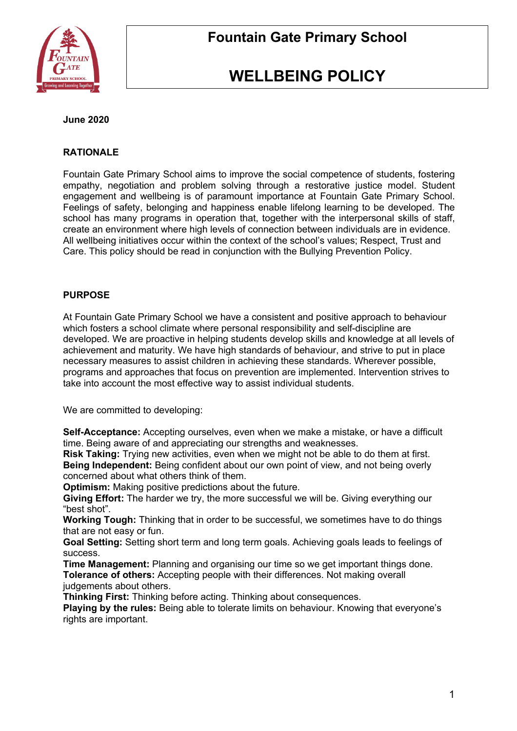# Fountain Gate Primary School

# WELLBEING POLICY

**June 2020**

## RATIONALE

Fountain Gate Primary School aims to improve the social competence of students, fostering empathy, negotiation and problem solving through a restorative justice model. Student engagement and wellbeing is of paramount importance at Fountain Gate Primary School. Feelings of safety, belonging and happiness enable lifelong learning to be developed. The school has many programs in operation that, together with the interpersonal skills of staff, create an environment where high levels of connection between individuals are in evidence. All wellbeing initiatives occur within the context of the school's values; Respect, Trust and Care. This policy should be read in conjunction with the Bullying Prevention Policy.

## PURPOSE

At Fountain Gate Primary School we have a consistent and positive approach to behaviour which fosters a school climate where personal responsibility and self-discipline are developed. We are proactive in helping students develop skills and knowledge at all levels of achievement and maturity. We have high standards of behaviour, and strive to put in place necessary measures to assist children in achieving these standards. Wherever possible, programs and approaches that focus on prevention are implemented. Intervention strives to take into account the most effective way to assist individual students.

We are committed to developing:

**Self-Acceptance:** Accepting ourselves, even when we make a mistake, or have a difficult time. Being aware of and appreciating our strengths and weaknesses.
**Risk Taking:** Trying new activities, even when we might not be able to do them at first.
**Being Independent:** Being confident about our own point of view, and not being overly concerned about what others think of them.
**Optimism:** Making positive predictions about the future.
**Giving Effort:** The harder we try, the more successful we will be. Giving everything our "best shot".
**Working Tough:** Thinking that in order to be successful, we sometimes have to do things that are not easy or fun.
**Goal Setting:** Setting short term and long term goals. Achieving goals leads to feelings of success.
**Time Management:** Planning and organising our time so we get important things done.
**Tolerance of others:** Accepting people with their differences. Not making overall judgements about others.
**Thinking First:** Thinking before acting. Thinking about consequences.
**Playing by the rules:** Being able to tolerate limits on behaviour. Knowing that everyone's rights are important.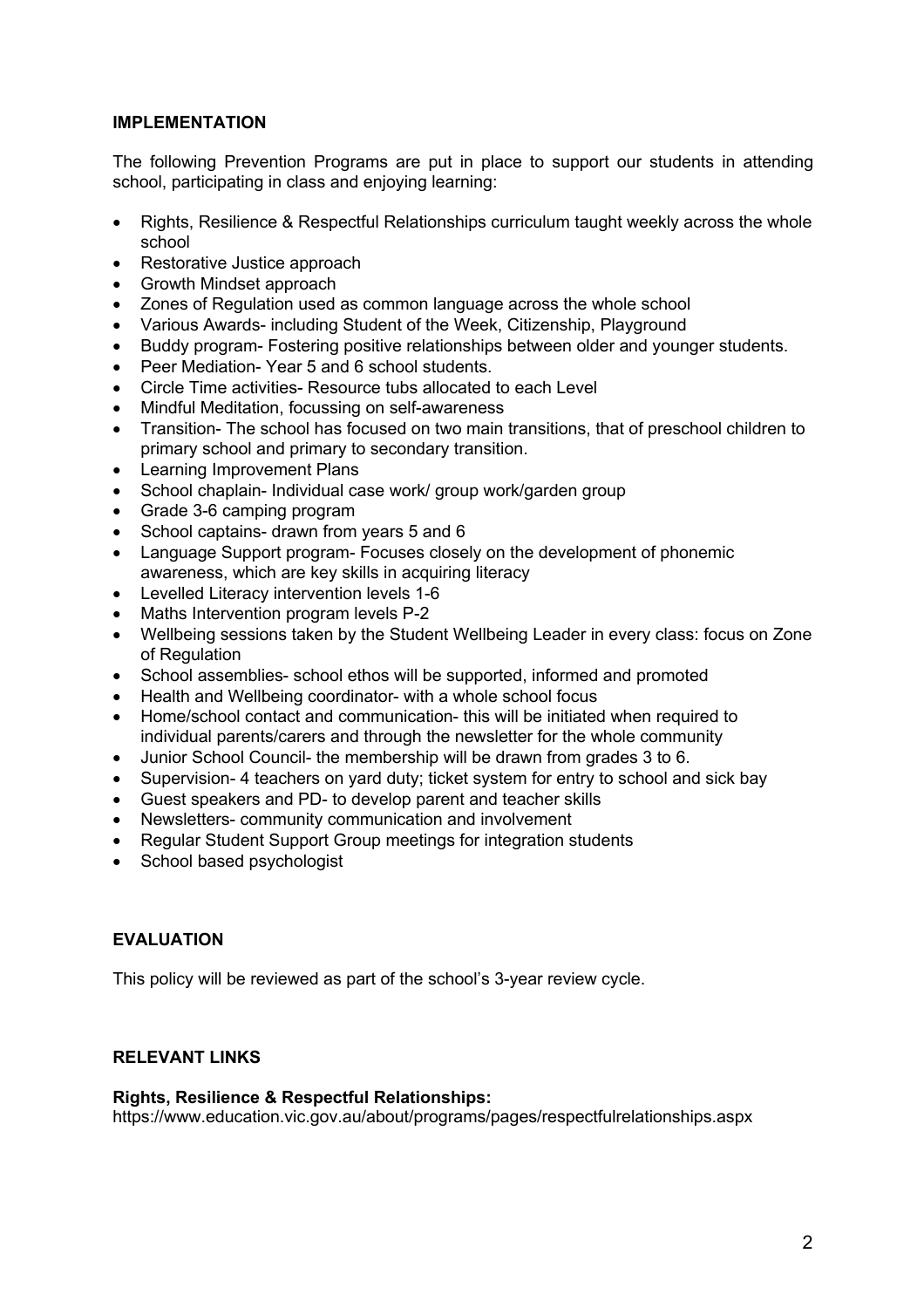## IMPLEMENTATION

The following Prevention Programs are put in place to support our students in attending school, participating in class and enjoying learning:

- Rights, Resilience & Respectful Relationships curriculum taught weekly across the whole school
- Restorative Justice approach
- Growth Mindset approach
- Zones of Regulation used as common language across the whole school
- Various Awards- including Student of the Week, Citizenship, Playground
- Buddy program- Fostering positive relationships between older and younger students.
- Peer Mediation- Year 5 and 6 school students.
- Circle Time activities- Resource tubs allocated to each Level
- Mindful Meditation, focussing on self-awareness
- Transition- The school has focused on two main transitions, that of preschool children to primary school and primary to secondary transition.
- Learning Improvement Plans
- School chaplain- Individual case work/ group work/garden group
- Grade 3-6 camping program
- School captains- drawn from years 5 and 6
- Language Support program- Focuses closely on the development of phonemic awareness, which are key skills in acquiring literacy
- Levelled Literacy intervention levels 1-6
- Maths Intervention program levels P-2
- Wellbeing sessions taken by the Student Wellbeing Leader in every class: focus on Zone of Regulation
- School assemblies- school ethos will be supported, informed and promoted
- Health and Wellbeing coordinator- with a whole school focus
- Home/school contact and communication- this will be initiated when required to individual parents/carers and through the newsletter for the whole community
- Junior School Council- the membership will be drawn from grades 3 to 6.
- Supervision- 4 teachers on yard duty; ticket system for entry to school and sick bay
- Guest speakers and PD- to develop parent and teacher skills
- Newsletters- community communication and involvement
- Regular Student Support Group meetings for integration students
- School based psychologist

## EVALUATION

This policy will be reviewed as part of the school's 3-year review cycle.

## RELEVANT LINKS

**Rights, Resilience & Respectful Relationships:**
https://www.education.vic.gov.au/about/programs/pages/respectfulrelationships.aspx